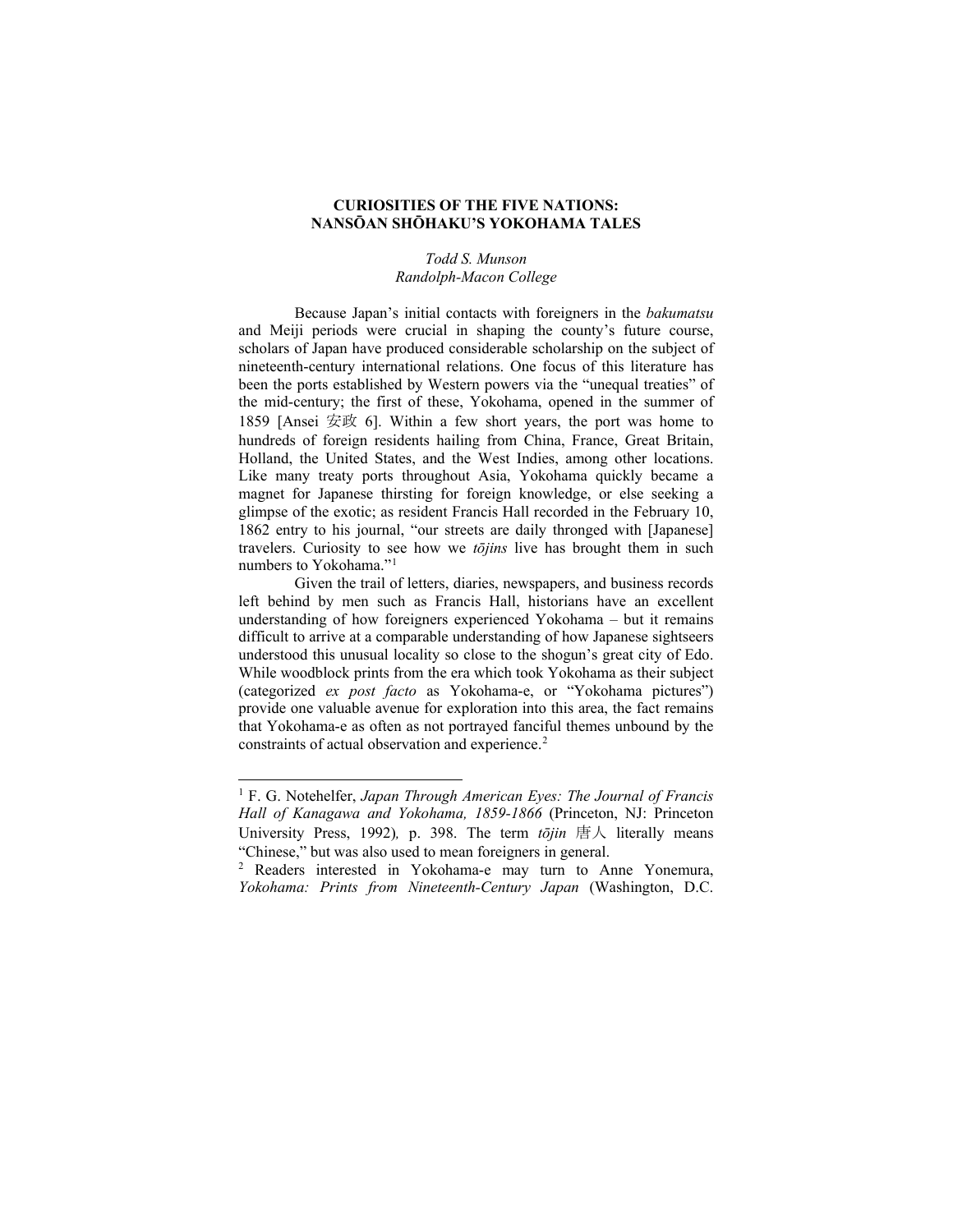# CURIOSITIES OF THE FIVE NATIONS: NANSŌAN SHŌHAKU'S YOKOHAMA TALES

*Todd S. Munson*
*Randolph-Macon College*

Because Japan's initial contacts with foreigners in the *bakumatsu* and Meiji periods were crucial in shaping the county's future course, scholars of Japan have produced considerable scholarship on the subject of nineteenth-century international relations. One focus of this literature has been the ports established by Western powers via the "unequal treaties" of the mid-century; the first of these, Yokohama, opened in the summer of 1859 [Ansei 安政 6]. Within a few short years, the port was home to hundreds of foreign residents hailing from China, France, Great Britain, Holland, the United States, and the West Indies, among other locations. Like many treaty ports throughout Asia, Yokohama quickly became a magnet for Japanese thirsting for foreign knowledge, or else seeking a glimpse of the exotic; as resident Francis Hall recorded in the February 10, 1862 entry to his journal, "our streets are daily thronged with [Japanese] travelers. Curiosity to see how we *tōjins* live has brought them in such numbers to Yokohama."[1]

Given the trail of letters, diaries, newspapers, and business records left behind by men such as Francis Hall, historians have an excellent understanding of how foreigners experienced Yokohama – but it remains difficult to arrive at a comparable understanding of how Japanese sightseers understood this unusual locality so close to the shogun's great city of Edo. While woodblock prints from the era which took Yokohama as their subject (categorized *ex post facto* as Yokohama-e, or "Yokohama pictures") provide one valuable avenue for exploration into this area, the fact remains that Yokohama-e as often as not portrayed fanciful themes unbound by the constraints of actual observation and experience.[2]

---

[1] F. G. Notehelfer, *Japan Through American Eyes: The Journal of Francis Hall of Kanagawa and Yokohama, 1859-1866* (Princeton, NJ: Princeton University Press, 1992), p. 398. The term *tōjin* 唐人 literally means "Chinese," but was also used to mean foreigners in general.

[2] Readers interested in Yokohama-e may turn to Anne Yonemura, *Yokohama: Prints from Nineteenth-Century Japan* (Washington, D.C.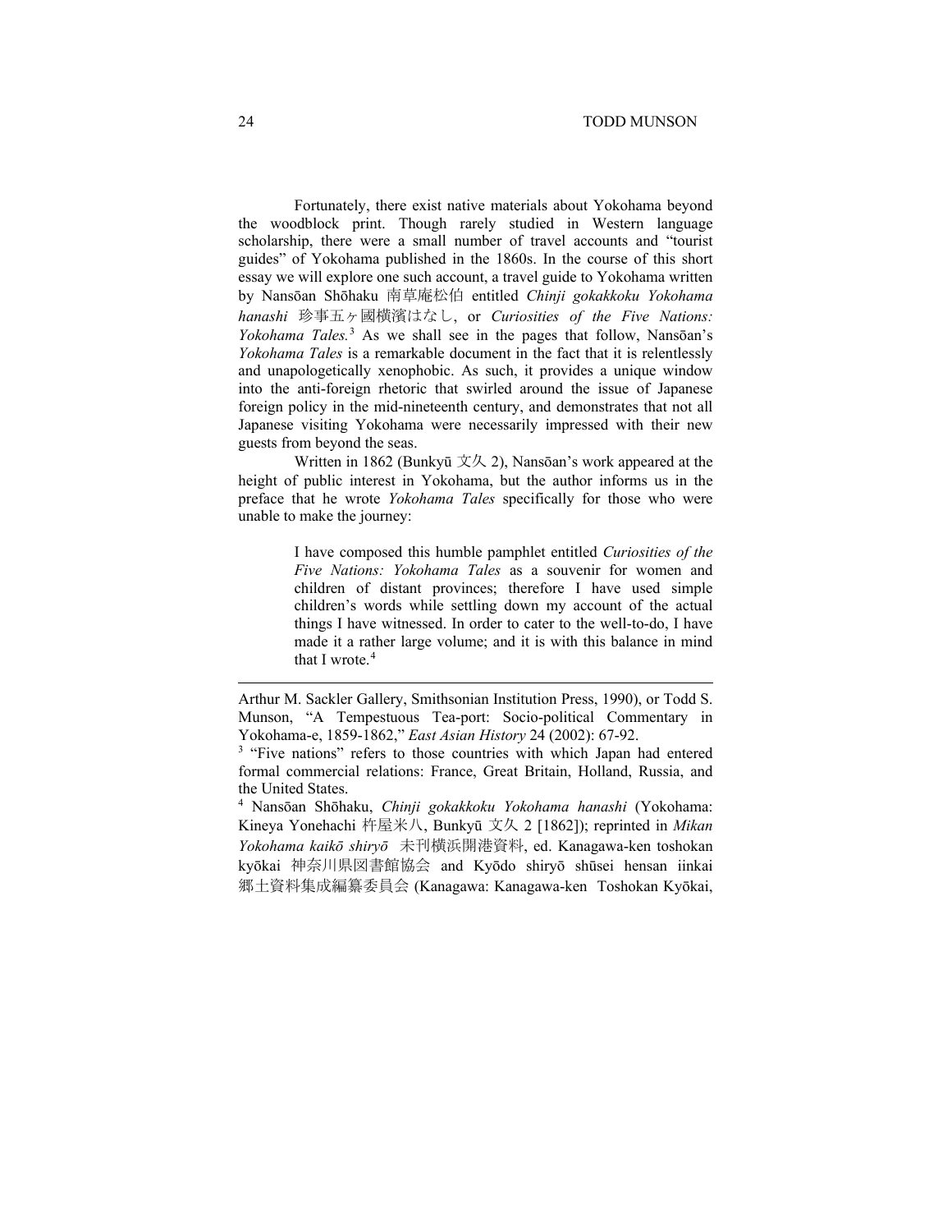Fortunately, there exist native materials about Yokohama beyond the woodblock print. Though rarely studied in Western language scholarship, there were a small number of travel accounts and "tourist guides" of Yokohama published in the 1860s. In the course of this short essay we will explore one such account, a travel guide to Yokohama written by Nansōan Shōhaku 南草庵松伯 entitled *Chinji gokakkoku Yokohama hanashi* 珍事五ヶ國横濱はなし, or *Curiosities of the Five Nations: Yokohama Tales.*[3] As we shall see in the pages that follow, Nansōan's *Yokohama Tales* is a remarkable document in the fact that it is relentlessly and unapologetically xenophobic. As such, it provides a unique window into the anti-foreign rhetoric that swirled around the issue of Japanese foreign policy in the mid-nineteenth century, and demonstrates that not all Japanese visiting Yokohama were necessarily impressed with their new guests from beyond the seas.

Written in 1862 (Bunkyū 文久 2), Nansōan's work appeared at the height of public interest in Yokohama, but the author informs us in the preface that he wrote *Yokohama Tales* specifically for those who were unable to make the journey:

> I have composed this humble pamphlet entitled *Curiosities of the Five Nations: Yokohama Tales* as a souvenir for women and children of distant provinces; therefore I have used simple children's words while settling down my account of the actual things I have witnessed. In order to cater to the well-to-do, I have made it a rather large volume; and it is with this balance in mind that I wrote.[4]

---

Arthur M. Sackler Gallery, Smithsonian Institution Press, 1990), or Todd S. Munson, "A Tempestuous Tea-port: Socio-political Commentary in Yokohama-e, 1859-1862," *East Asian History* 24 (2002): 67-92.

[3] "Five nations" refers to those countries with which Japan had entered formal commercial relations: France, Great Britain, Holland, Russia, and the United States.

[4] Nansōan Shōhaku, *Chinji gokakkoku Yokohama hanashi* (Yokohama: Kineya Yonehachi 杵屋米八, Bunkyū 文久 2 [1862]); reprinted in *Mikan Yokohama kaikō shiryō* 未刊横浜開港資料, ed. Kanagawa-ken toshokan kyōkai 神奈川県図書館協会 and Kyōdo shiryō shūsei hensan iinkai 郷土資料集成編纂委員会 (Kanagawa: Kanagawa-ken Toshokan Kyōkai,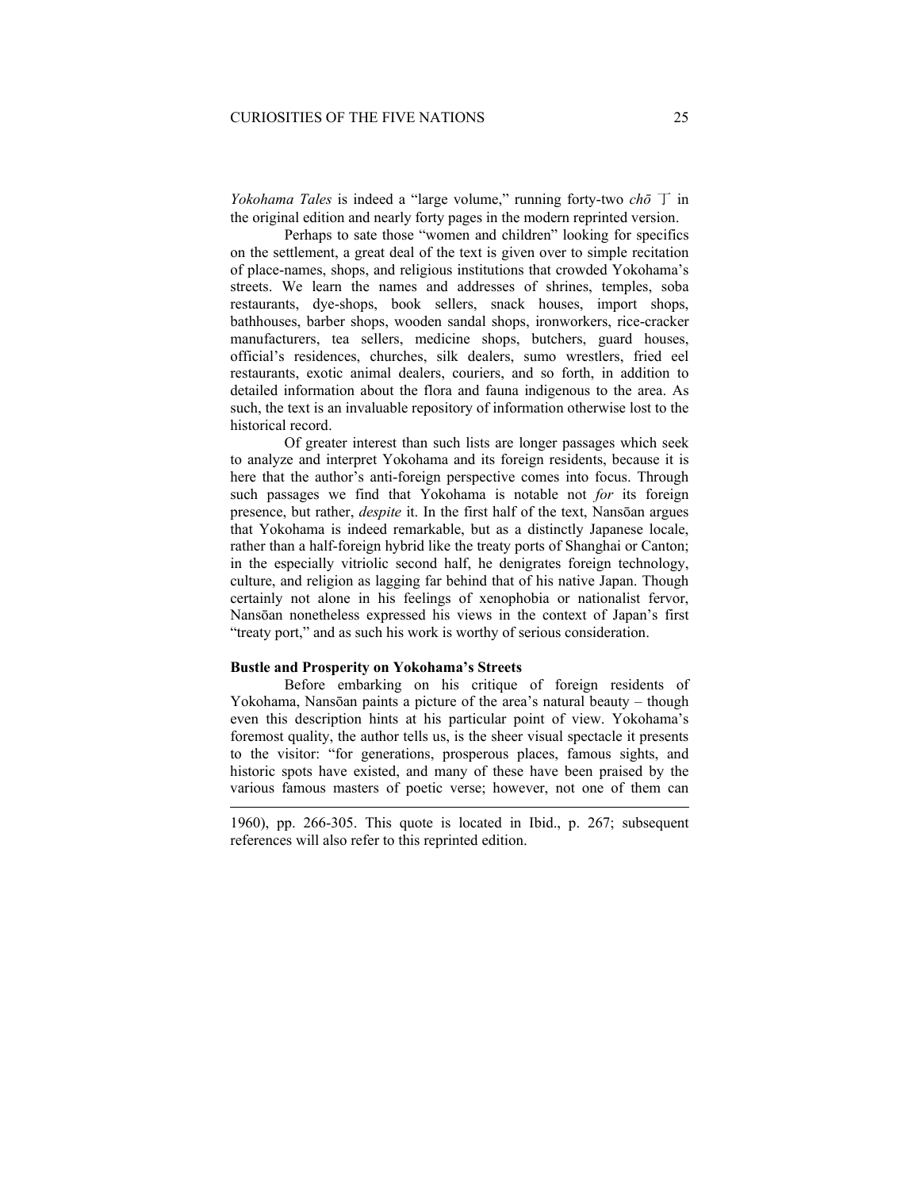*Yokohama Tales* is indeed a "large volume," running forty-two *chō* 丁 in the original edition and nearly forty pages in the modern reprinted version.

Perhaps to sate those "women and children" looking for specifics on the settlement, a great deal of the text is given over to simple recitation of place-names, shops, and religious institutions that crowded Yokohama's streets. We learn the names and addresses of shrines, temples, soba restaurants, dye-shops, book sellers, snack houses, import shops, bathhouses, barber shops, wooden sandal shops, ironworkers, rice-cracker manufacturers, tea sellers, medicine shops, butchers, guard houses, official's residences, churches, silk dealers, sumo wrestlers, fried eel restaurants, exotic animal dealers, couriers, and so forth, in addition to detailed information about the flora and fauna indigenous to the area. As such, the text is an invaluable repository of information otherwise lost to the historical record.

Of greater interest than such lists are longer passages which seek to analyze and interpret Yokohama and its foreign residents, because it is here that the author's anti-foreign perspective comes into focus. Through such passages we find that Yokohama is notable not *for* its foreign presence, but rather, *despite* it. In the first half of the text, Nansōan argues that Yokohama is indeed remarkable, but as a distinctly Japanese locale, rather than a half-foreign hybrid like the treaty ports of Shanghai or Canton; in the especially vitriolic second half, he denigrates foreign technology, culture, and religion as lagging far behind that of his native Japan. Though certainly not alone in his feelings of xenophobia or nationalist fervor, Nansōan nonetheless expressed his views in the context of Japan's first "treaty port," and as such his work is worthy of serious consideration.

**Bustle and Prosperity on Yokohama's Streets**

Before embarking on his critique of foreign residents of Yokohama, Nansōan paints a picture of the area's natural beauty – though even this description hints at his particular point of view. Yokohama's foremost quality, the author tells us, is the sheer visual spectacle it presents to the visitor: "for generations, prosperous places, famous sights, and historic spots have existed, and many of these have been praised by the various famous masters of poetic verse; however, not one of them can

---

1960), pp. 266-305. This quote is located in Ibid., p. 267; subsequent references will also refer to this reprinted edition.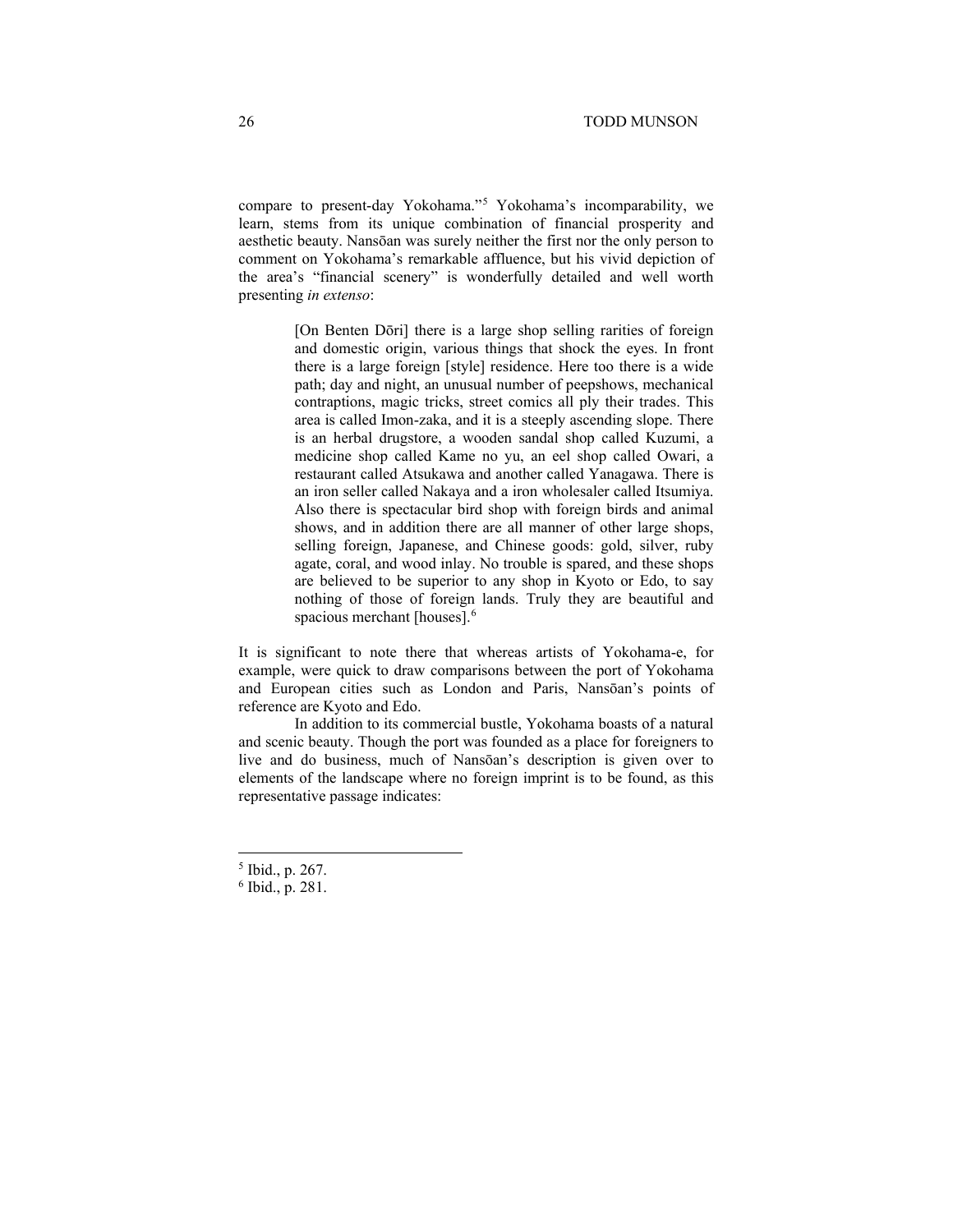compare to present-day Yokohama."[5] Yokohama's incomparability, we learn, stems from its unique combination of financial prosperity and aesthetic beauty. Nansōan was surely neither the first nor the only person to comment on Yokohama's remarkable affluence, but his vivid depiction of the area's "financial scenery" is wonderfully detailed and well worth presenting *in extenso*:

> [On Benten Dōri] there is a large shop selling rarities of foreign and domestic origin, various things that shock the eyes. In front there is a large foreign [style] residence. Here too there is a wide path; day and night, an unusual number of peepshows, mechanical contraptions, magic tricks, street comics all ply their trades. This area is called Imon-zaka, and it is a steeply ascending slope. There is an herbal drugstore, a wooden sandal shop called Kuzumi, a medicine shop called Kame no yu, an eel shop called Owari, a restaurant called Atsukawa and another called Yanagawa. There is an iron seller called Nakaya and a iron wholesaler called Itsumiya. Also there is spectacular bird shop with foreign birds and animal shows, and in addition there are all manner of other large shops, selling foreign, Japanese, and Chinese goods: gold, silver, ruby agate, coral, and wood inlay. No trouble is spared, and these shops are believed to be superior to any shop in Kyoto or Edo, to say nothing of those of foreign lands. Truly they are beautiful and spacious merchant [houses].[6]

It is significant to note there that whereas artists of Yokohama-e, for example, were quick to draw comparisons between the port of Yokohama and European cities such as London and Paris, Nansōan's points of reference are Kyoto and Edo.

In addition to its commercial bustle, Yokohama boasts of a natural and scenic beauty. Though the port was founded as a place for foreigners to live and do business, much of Nansōan's description is given over to elements of the landscape where no foreign imprint is to be found, as this representative passage indicates:

---

[5] Ibid., p. 267.

[6] Ibid., p. 281.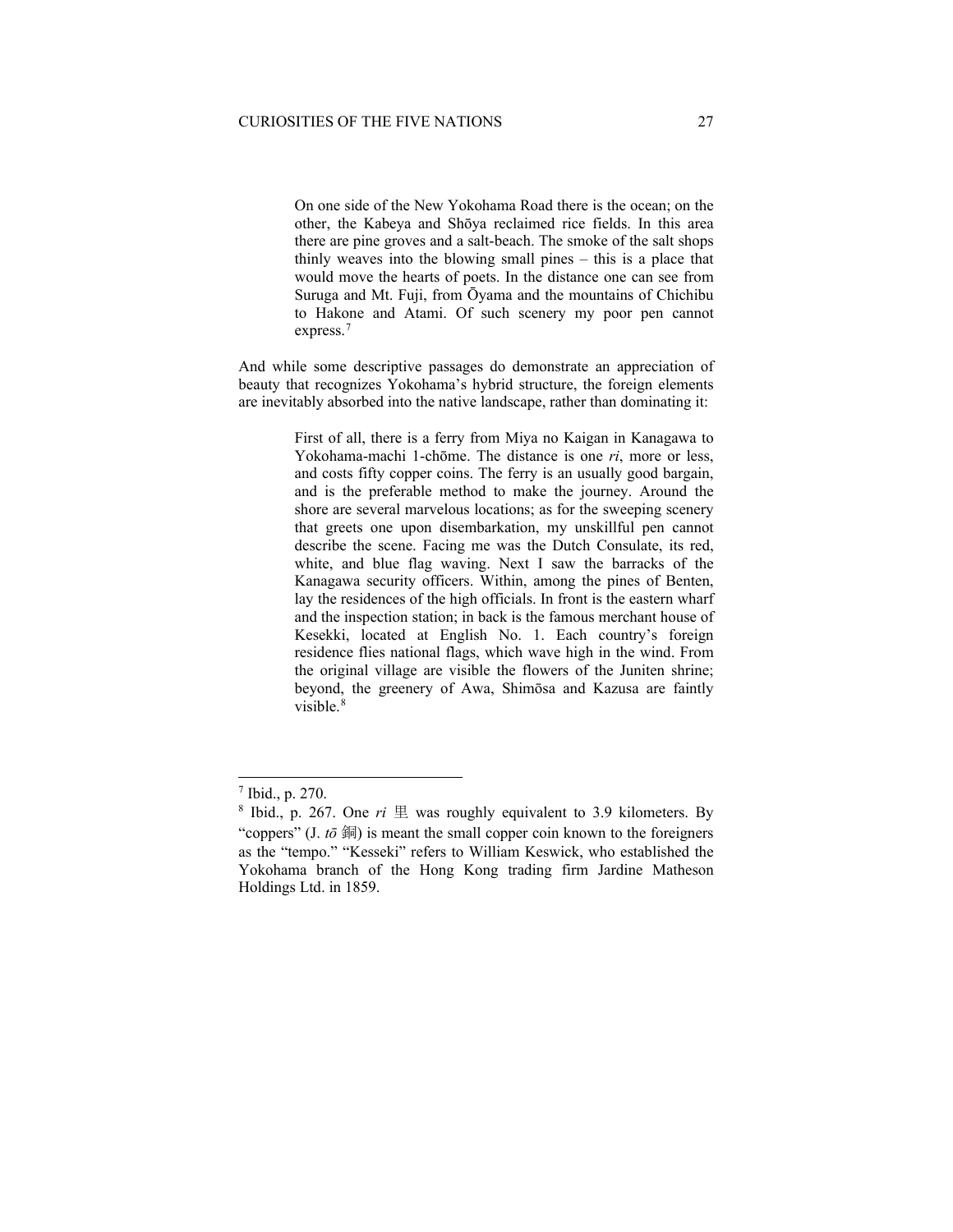> On one side of the New Yokohama Road there is the ocean; on the other, the Kabeya and Shōya reclaimed rice fields. In this area there are pine groves and a salt-beach. The smoke of the salt shops thinly weaves into the blowing small pines – this is a place that would move the hearts of poets. In the distance one can see from Suruga and Mt. Fuji, from Ōyama and the mountains of Chichibu to Hakone and Atami. Of such scenery my poor pen cannot express.[7]

And while some descriptive passages do demonstrate an appreciation of beauty that recognizes Yokohama's hybrid structure, the foreign elements are inevitably absorbed into the native landscape, rather than dominating it:

> First of all, there is a ferry from Miya no Kaigan in Kanagawa to Yokohama-machi 1-chōme. The distance is one *ri*, more or less, and costs fifty copper coins. The ferry is an usually good bargain, and is the preferable method to make the journey. Around the shore are several marvelous locations; as for the sweeping scenery that greets one upon disembarkation, my unskillful pen cannot describe the scene. Facing me was the Dutch Consulate, its red, white, and blue flag waving. Next I saw the barracks of the Kanagawa security officers. Within, among the pines of Benten, lay the residences of the high officials. In front is the eastern wharf and the inspection station; in back is the famous merchant house of Kesekki, located at English No. 1. Each country's foreign residence flies national flags, which wave high in the wind. From the original village are visible the flowers of the Juniten shrine; beyond, the greenery of Awa, Shimōsa and Kazusa are faintly visible.[8]

---

[7] Ibid., p. 270.

[8] Ibid., p. 267. One *ri* 里 was roughly equivalent to 3.9 kilometers. By "coppers" (J. *tō* 銅) is meant the small copper coin known to the foreigners as the "tempo." "Kesseki" refers to William Keswick, who established the Yokohama branch of the Hong Kong trading firm Jardine Matheson Holdings Ltd. in 1859.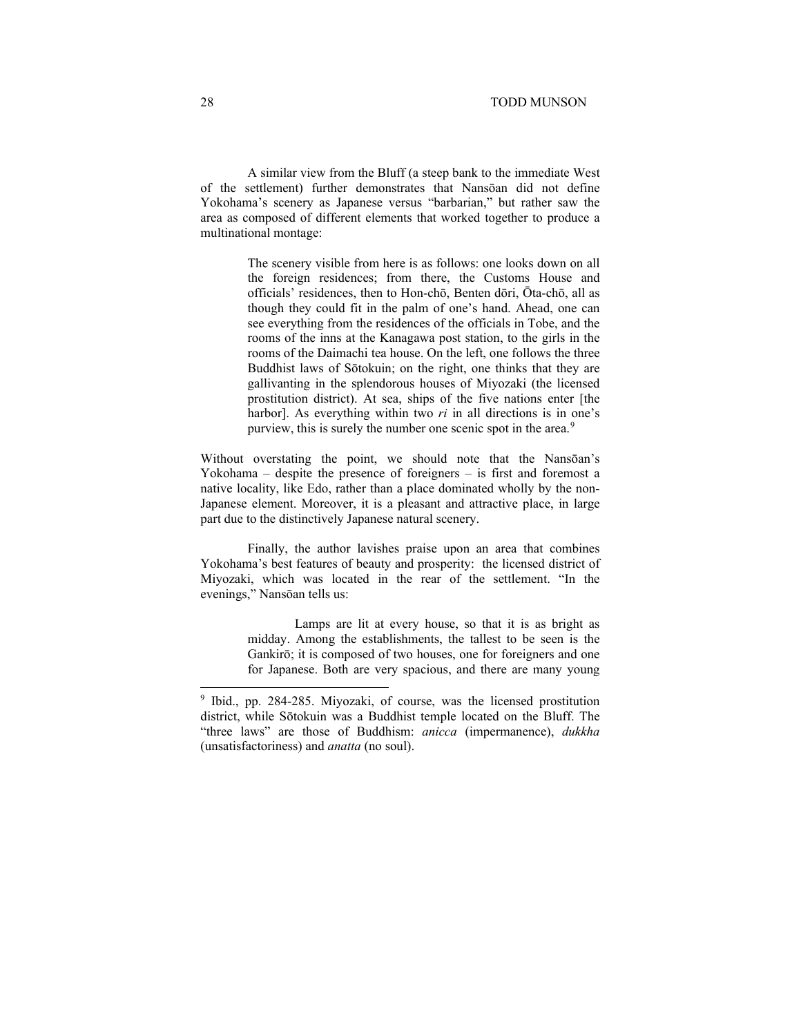A similar view from the Bluff (a steep bank to the immediate West of the settlement) further demonstrates that Nansōan did not define Yokohama's scenery as Japanese versus "barbarian," but rather saw the area as composed of different elements that worked together to produce a multinational montage:

> The scenery visible from here is as follows: one looks down on all the foreign residences; from there, the Customs House and officials' residences, then to Hon-chō, Benten dōri, Ōta-chō, all as though they could fit in the palm of one's hand. Ahead, one can see everything from the residences of the officials in Tobe, and the rooms of the inns at the Kanagawa post station, to the girls in the rooms of the Daimachi tea house. On the left, one follows the three Buddhist laws of Sōtokuin; on the right, one thinks that they are gallivanting in the splendorous houses of Miyozaki (the licensed prostitution district). At sea, ships of the five nations enter [the harbor]. As everything within two *ri* in all directions is in one's purview, this is surely the number one scenic spot in the area.[9]

Without overstating the point, we should note that the Nansōan's Yokohama – despite the presence of foreigners – is first and foremost a native locality, like Edo, rather than a place dominated wholly by the non-Japanese element. Moreover, it is a pleasant and attractive place, in large part due to the distinctively Japanese natural scenery.

Finally, the author lavishes praise upon an area that combines Yokohama's best features of beauty and prosperity: the licensed district of Miyozaki, which was located in the rear of the settlement. "In the evenings," Nansōan tells us:

> Lamps are lit at every house, so that it is as bright as midday. Among the establishments, the tallest to be seen is the Gankirō; it is composed of two houses, one for foreigners and one for Japanese. Both are very spacious, and there are many young

[9] Ibid., pp. 284-285. Miyozaki, of course, was the licensed prostitution district, while Sōtokuin was a Buddhist temple located on the Bluff. The "three laws" are those of Buddhism: *anicca* (impermanence), *dukkha* (unsatisfactoriness) and *anatta* (no soul).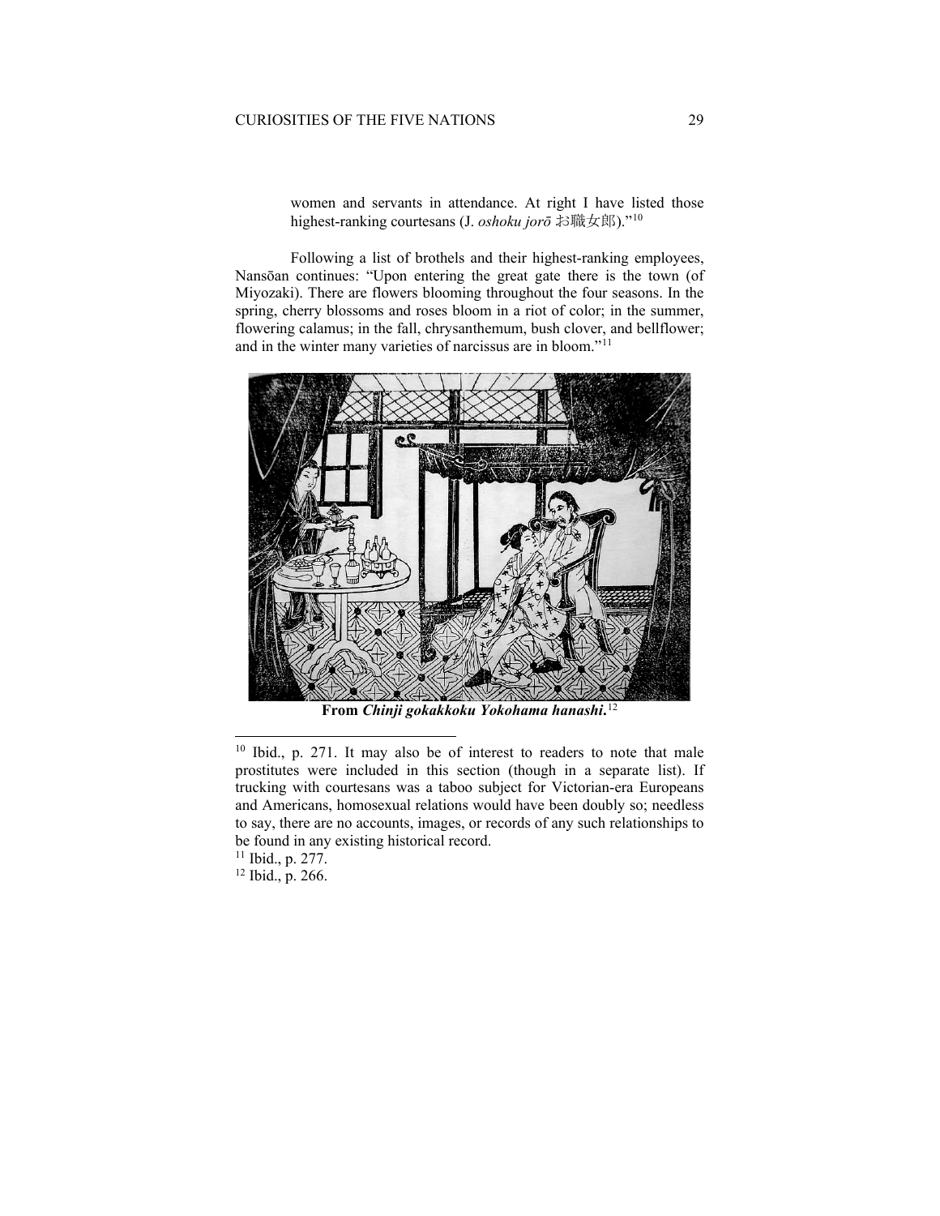women and servants in attendance. At right I have listed those highest-ranking courtesans (J. *oshoku jorō* お職女郎)."[10]

Following a list of brothels and their highest-ranking employees, Nansōan continues: "Upon entering the great gate there is the town (of Miyozaki). There are flowers blooming throughout the four seasons. In the spring, cherry blossoms and roses bloom in a riot of color; in the summer, flowering calamus; in the fall, chrysanthemum, bush clover, and bellflower; and in the winter many varieties of narcissus are in bloom."[11]

**From *Chinji gokakkoku Yokohama hanashi*.**[12]

---

[10] Ibid., p. 271. It may also be of interest to readers to note that male prostitutes were included in this section (though in a separate list). If trucking with courtesans was a taboo subject for Victorian-era Europeans and Americans, homosexual relations would have been doubly so; needless to say, there are no accounts, images, or records of any such relationships to be found in any existing historical record.

[11] Ibid., p. 277.

[12] Ibid., p. 266.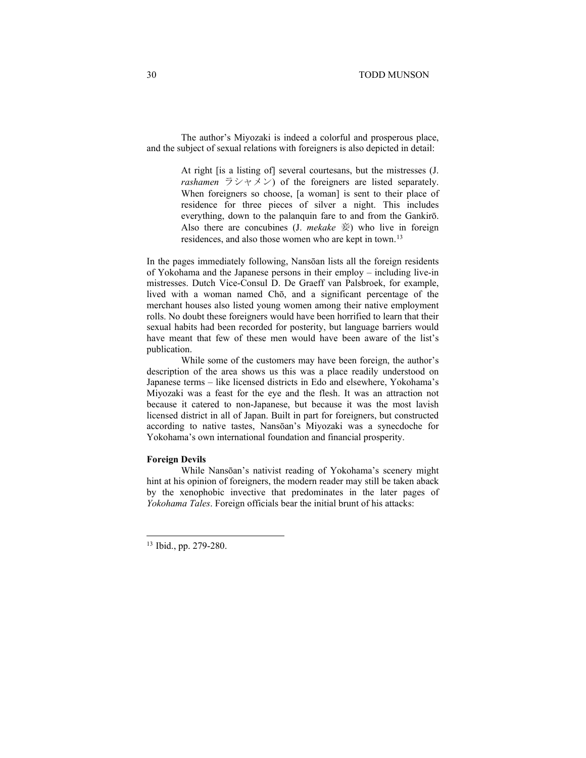The author's Miyozaki is indeed a colorful and prosperous place, and the subject of sexual relations with foreigners is also depicted in detail:

> At right [is a listing of] several courtesans, but the mistresses (J. *rashamen* ラシャメン) of the foreigners are listed separately. When foreigners so choose, [a woman] is sent to their place of residence for three pieces of silver a night. This includes everything, down to the palanquin fare to and from the Gankirō. Also there are concubines (J. *mekake* 妾) who live in foreign residences, and also those women who are kept in town.[13]

In the pages immediately following, Nansōan lists all the foreign residents of Yokohama and the Japanese persons in their employ – including live-in mistresses. Dutch Vice-Consul D. De Graeff van Palsbroek, for example, lived with a woman named Chō, and a significant percentage of the merchant houses also listed young women among their native employment rolls. No doubt these foreigners would have been horrified to learn that their sexual habits had been recorded for posterity, but language barriers would have meant that few of these men would have been aware of the list's publication.

While some of the customers may have been foreign, the author's description of the area shows us this was a place readily understood on Japanese terms – like licensed districts in Edo and elsewhere, Yokohama's Miyozaki was a feast for the eye and the flesh. It was an attraction not because it catered to non-Japanese, but because it was the most lavish licensed district in all of Japan. Built in part for foreigners, but constructed according to native tastes, Nansōan's Miyozaki was a synecdoche for Yokohama's own international foundation and financial prosperity.

**Foreign Devils**

While Nansōan's nativist reading of Yokohama's scenery might hint at his opinion of foreigners, the modern reader may still be taken aback by the xenophobic invective that predominates in the later pages of *Yokohama Tales*. Foreign officials bear the initial brunt of his attacks:

---

[13] Ibid., pp. 279-280.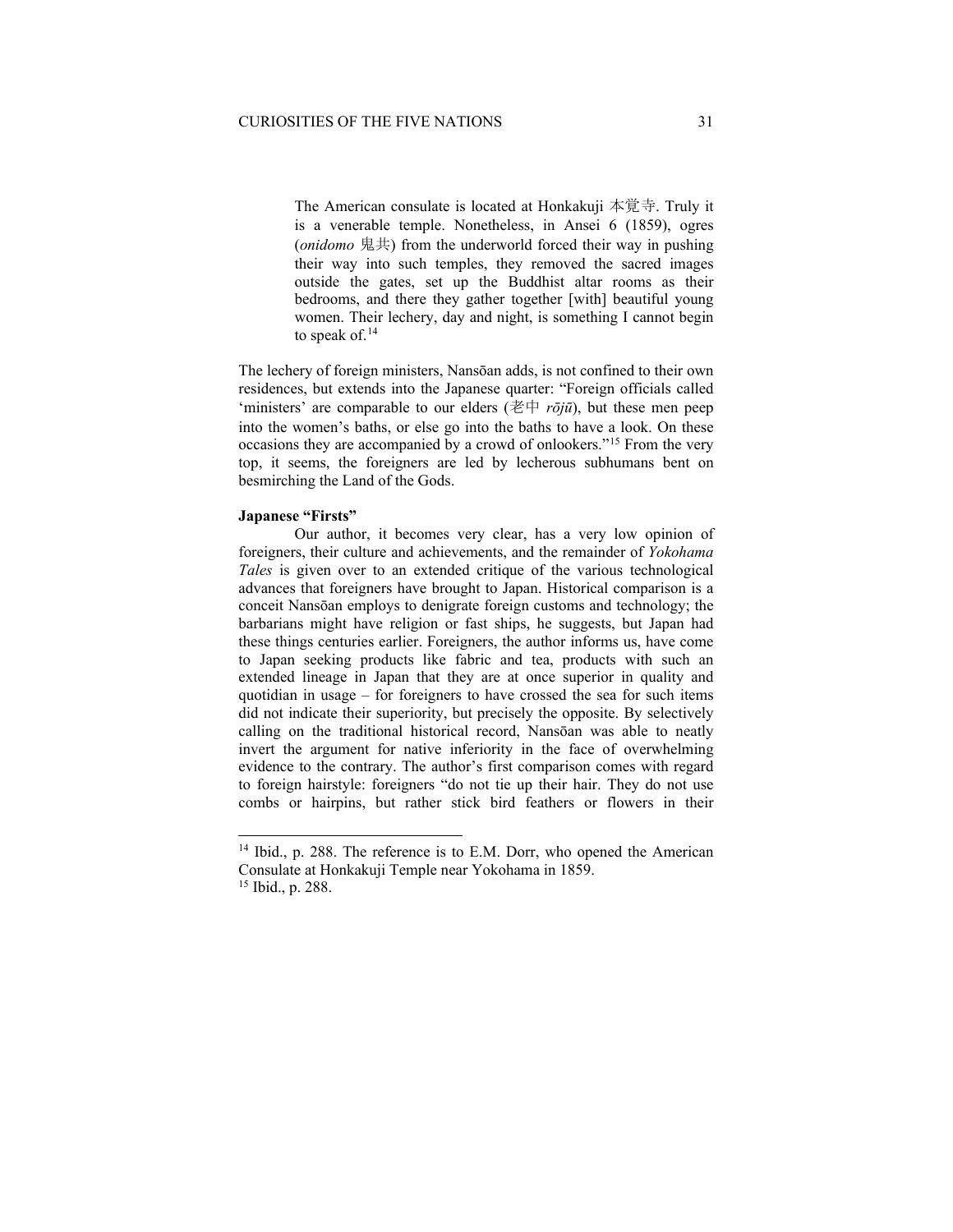> The American consulate is located at Honkakuji 本覚寺. Truly it is a venerable temple. Nonetheless, in Ansei 6 (1859), ogres (*onidomo* 鬼共) from the underworld forced their way in pushing their way into such temples, they removed the sacred images outside the gates, set up the Buddhist altar rooms as their bedrooms, and there they gather together [with] beautiful young women. Their lechery, day and night, is something I cannot begin to speak of.[14]

The lechery of foreign ministers, Nansōan adds, is not confined to their own residences, but extends into the Japanese quarter: "Foreign officials called 'ministers' are comparable to our elders (老中 *rōjū*), but these men peep into the women's baths, or else go into the baths to have a look. On these occasions they are accompanied by a crowd of onlookers."[15] From the very top, it seems, the foreigners are led by lecherous subhumans bent on besmirching the Land of the Gods.

**Japanese "Firsts"**

Our author, it becomes very clear, has a very low opinion of foreigners, their culture and achievements, and the remainder of *Yokohama Tales* is given over to an extended critique of the various technological advances that foreigners have brought to Japan. Historical comparison is a conceit Nansōan employs to denigrate foreign customs and technology; the barbarians might have religion or fast ships, he suggests, but Japan had these things centuries earlier. Foreigners, the author informs us, have come to Japan seeking products like fabric and tea, products with such an extended lineage in Japan that they are at once superior in quality and quotidian in usage – for foreigners to have crossed the sea for such items did not indicate their superiority, but precisely the opposite. By selectively calling on the traditional historical record, Nansōan was able to neatly invert the argument for native inferiority in the face of overwhelming evidence to the contrary. The author's first comparison comes with regard to foreign hairstyle: foreigners "do not tie up their hair. They do not use combs or hairpins, but rather stick bird feathers or flowers in their

---

[14] Ibid., p. 288. The reference is to E.M. Dorr, who opened the American Consulate at Honkakuji Temple near Yokohama in 1859.

[15] Ibid., p. 288.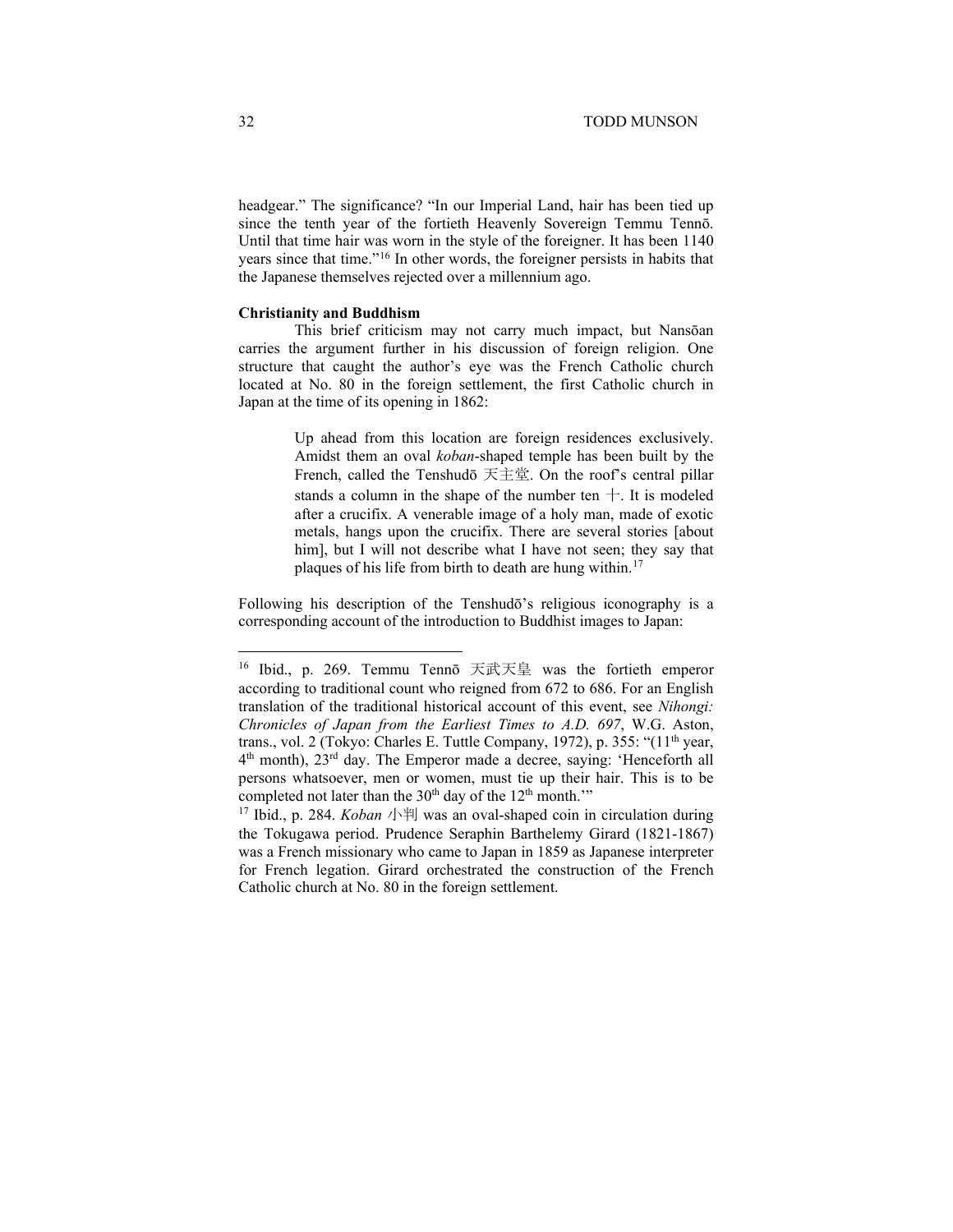headgear." The significance? "In our Imperial Land, hair has been tied up since the tenth year of the fortieth Heavenly Sovereign Temmu Tennō. Until that time hair was worn in the style of the foreigner. It has been 1140 years since that time."[16] In other words, the foreigner persists in habits that the Japanese themselves rejected over a millennium ago.

**Christianity and Buddhism**

This brief criticism may not carry much impact, but Nansōan carries the argument further in his discussion of foreign religion. One structure that caught the author's eye was the French Catholic church located at No. 80 in the foreign settlement, the first Catholic church in Japan at the time of its opening in 1862:

> Up ahead from this location are foreign residences exclusively. Amidst them an oval *koban*-shaped temple has been built by the French, called the Tenshudō 天主堂. On the roof's central pillar stands a column in the shape of the number ten 十. It is modeled after a crucifix. A venerable image of a holy man, made of exotic metals, hangs upon the crucifix. There are several stories [about him], but I will not describe what I have not seen; they say that plaques of his life from birth to death are hung within.[17]

Following his description of the Tenshudō's religious iconography is a corresponding account of the introduction to Buddhist images to Japan:

---

[16] Ibid., p. 269. Temmu Tennō 天武天皇 was the fortieth emperor according to traditional count who reigned from 672 to 686. For an English translation of the traditional historical account of this event, see *Nihongi: Chronicles of Japan from the Earliest Times to A.D. 697*, W.G. Aston, trans., vol. 2 (Tokyo: Charles E. Tuttle Company, 1972), p. 355: "(11th year, 4th month), 23rd day. The Emperor made a decree, saying: 'Henceforth all persons whatsoever, men or women, must tie up their hair. This is to be completed not later than the 30th day of the 12th month.'"

[17] Ibid., p. 284. *Koban* 小判 was an oval-shaped coin in circulation during the Tokugawa period. Prudence Seraphin Barthelemy Girard (1821-1867) was a French missionary who came to Japan in 1859 as Japanese interpreter for French legation. Girard orchestrated the construction of the French Catholic church at No. 80 in the foreign settlement.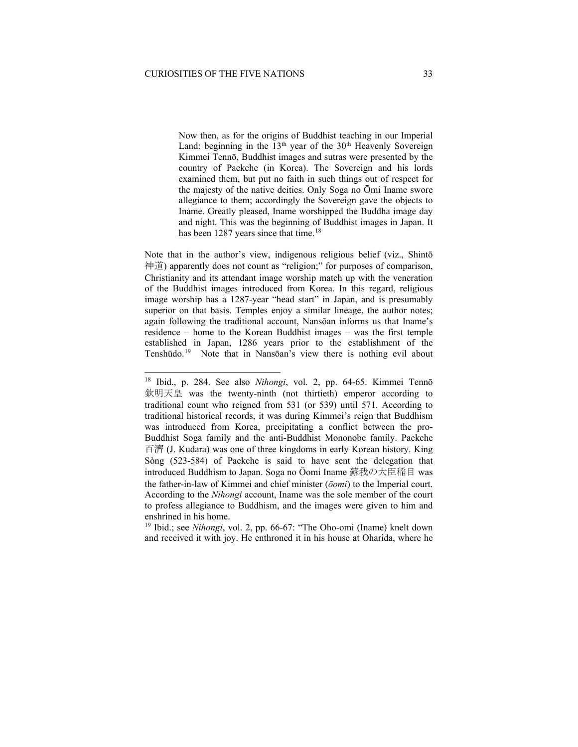> Now then, as for the origins of Buddhist teaching in our Imperial Land: beginning in the 13th year of the 30th Heavenly Sovereign Kimmei Tennō, Buddhist images and sutras were presented by the country of Paekche (in Korea). The Sovereign and his lords examined them, but put no faith in such things out of respect for the majesty of the native deities. Only Soga no Ōmi Iname swore allegiance to them; accordingly the Sovereign gave the objects to Iname. Greatly pleased, Iname worshipped the Buddha image day and night. This was the beginning of Buddhist images in Japan. It has been 1287 years since that time.[18]

Note that in the author's view, indigenous religious belief (viz., Shintō 神道) apparently does not count as "religion;" for purposes of comparison, Christianity and its attendant image worship match up with the veneration of the Buddhist images introduced from Korea. In this regard, religious image worship has a 1287-year "head start" in Japan, and is presumably superior on that basis. Temples enjoy a similar lineage, the author notes; again following the traditional account, Nansōan informs us that Iname's residence – home to the Korean Buddhist images – was the first temple established in Japan, 1286 years prior to the establishment of the Tenshūdo.[19] Note that in Nansōan's view there is nothing evil about

---

[18] Ibid., p. 284. See also *Nihongi*, vol. 2, pp. 64-65. Kimmei Tennō 欽明天皇 was the twenty-ninth (not thirtieth) emperor according to traditional count who reigned from 531 (or 539) until 571. According to traditional historical records, it was during Kimmei's reign that Buddhism was introduced from Korea, precipitating a conflict between the pro-Buddhist Soga family and the anti-Buddhist Mononobe family. Paekche 百濟 (J. Kudara) was one of three kingdoms in early Korean history. King Sòng (523-584) of Paekche is said to have sent the delegation that introduced Buddhism to Japan. Soga no Ōomi Iname 蘇我の大臣稲目 was the father-in-law of Kimmei and chief minister (*ōomi*) to the Imperial court. According to the *Nihongi* account, Iname was the sole member of the court to profess allegiance to Buddhism, and the images were given to him and enshrined in his home.

[19] Ibid.; see *Nihongi*, vol. 2, pp. 66-67: "The Oho-omi (Iname) knelt down and received it with joy. He enthroned it in his house at Oharida, where he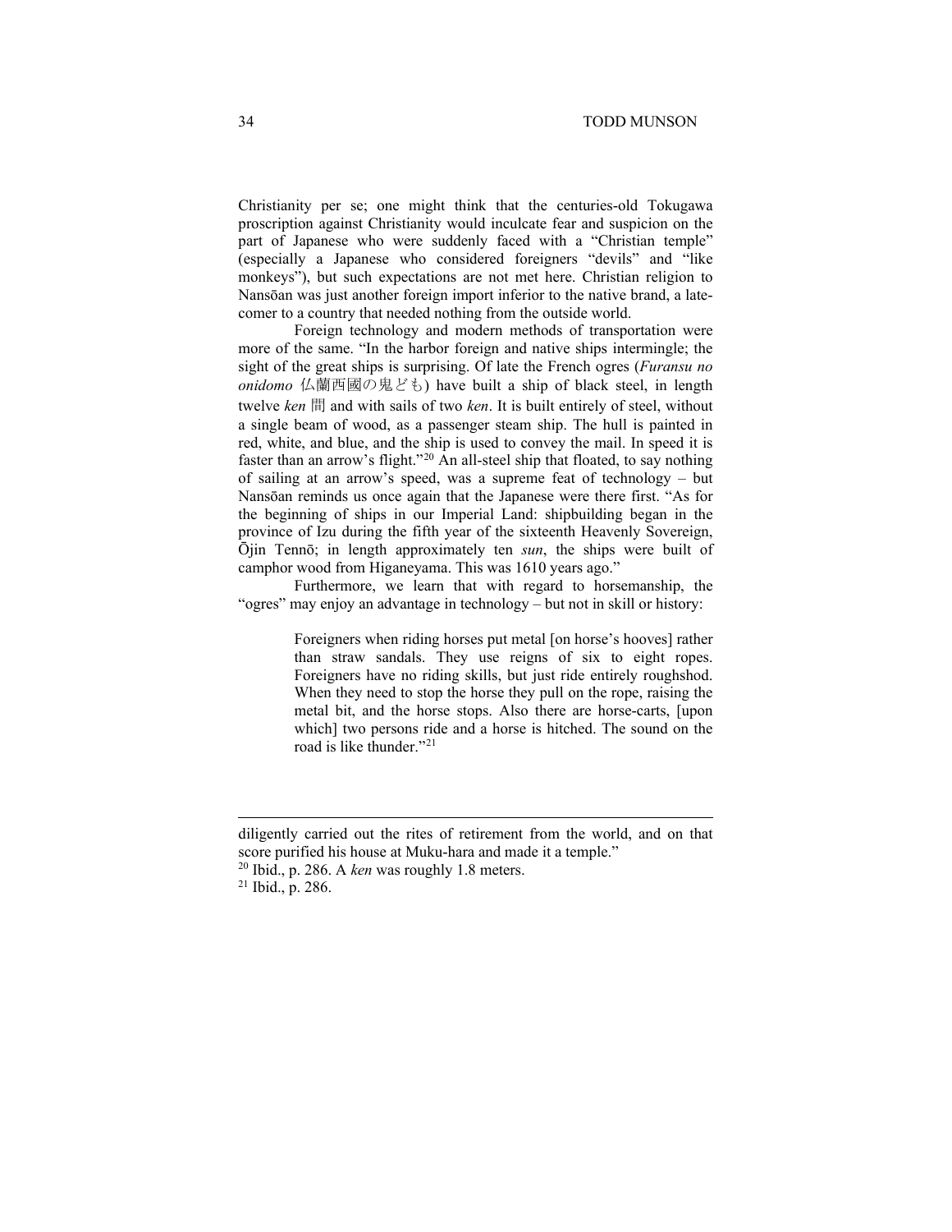Christianity per se; one might think that the centuries-old Tokugawa proscription against Christianity would inculcate fear and suspicion on the part of Japanese who were suddenly faced with a "Christian temple" (especially a Japanese who considered foreigners "devils" and "like monkeys"), but such expectations are not met here. Christian religion to Nansōan was just another foreign import inferior to the native brand, a late-comer to a country that needed nothing from the outside world.

Foreign technology and modern methods of transportation were more of the same. "In the harbor foreign and native ships intermingle; the sight of the great ships is surprising. Of late the French ogres (*Furansu no onidomo* 仏蘭西國の鬼ども) have built a ship of black steel, in length twelve *ken* 間 and with sails of two *ken*. It is built entirely of steel, without a single beam of wood, as a passenger steam ship. The hull is painted in red, white, and blue, and the ship is used to convey the mail. In speed it is faster than an arrow's flight."[20] An all-steel ship that floated, to say nothing of sailing at an arrow's speed, was a supreme feat of technology – but Nansōan reminds us once again that the Japanese were there first. "As for the beginning of ships in our Imperial Land: shipbuilding began in the province of Izu during the fifth year of the sixteenth Heavenly Sovereign, Ōjin Tennō; in length approximately ten *sun*, the ships were built of camphor wood from Higaneyama. This was 1610 years ago."

Furthermore, we learn that with regard to horsemanship, the "ogres" may enjoy an advantage in technology – but not in skill or history:

> Foreigners when riding horses put metal [on horse's hooves] rather than straw sandals. They use reigns of six to eight ropes. Foreigners have no riding skills, but just ride entirely roughshod. When they need to stop the horse they pull on the rope, raising the metal bit, and the horse stops. Also there are horse-carts, [upon which] two persons ride and a horse is hitched. The sound on the road is like thunder."[21]

---

diligently carried out the rites of retirement from the world, and on that score purified his house at Muku-hara and made it a temple."

[20] Ibid., p. 286. A *ken* was roughly 1.8 meters.

[21] Ibid., p. 286.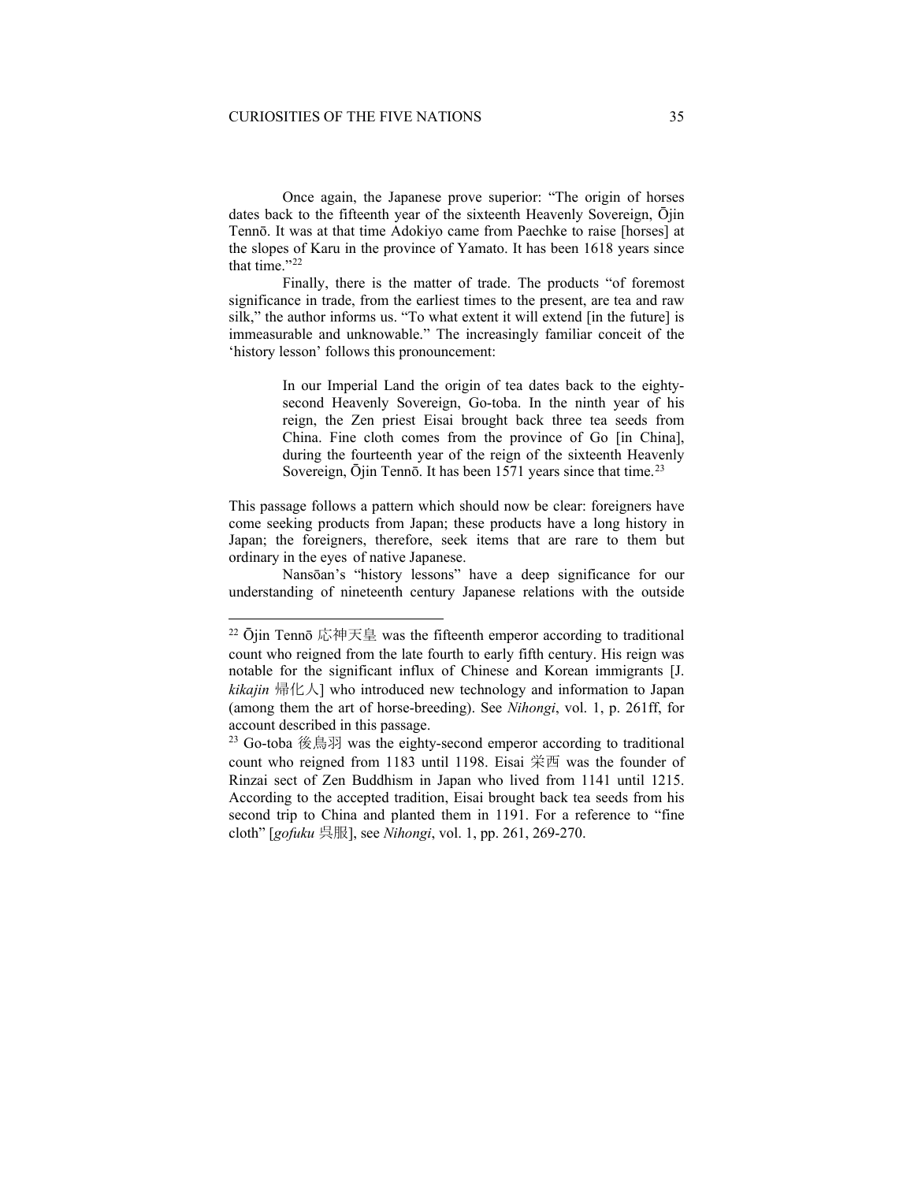Once again, the Japanese prove superior: "The origin of horses dates back to the fifteenth year of the sixteenth Heavenly Sovereign, Ōjin Tennō. It was at that time Adokiyo came from Paechke to raise [horses] at the slopes of Karu in the province of Yamato. It has been 1618 years since that time."[22]

Finally, there is the matter of trade. The products "of foremost significance in trade, from the earliest times to the present, are tea and raw silk," the author informs us. "To what extent it will extend [in the future] is immeasurable and unknowable." The increasingly familiar conceit of the 'history lesson' follows this pronouncement:

> In our Imperial Land the origin of tea dates back to the eighty-second Heavenly Sovereign, Go-toba. In the ninth year of his reign, the Zen priest Eisai brought back three tea seeds from China. Fine cloth comes from the province of Go [in China], during the fourteenth year of the reign of the sixteenth Heavenly Sovereign, Ōjin Tennō. It has been 1571 years since that time.[23]

This passage follows a pattern which should now be clear: foreigners have come seeking products from Japan; these products have a long history in Japan; the foreigners, therefore, seek items that are rare to them but ordinary in the eyes of native Japanese.

Nansōan's "history lessons" have a deep significance for our understanding of nineteenth century Japanese relations with the outside

---

[22] Ōjin Tennō 応神天皇 was the fifteenth emperor according to traditional count who reigned from the late fourth to early fifth century. His reign was notable for the significant influx of Chinese and Korean immigrants [J. *kikajin* 帰化人] who introduced new technology and information to Japan (among them the art of horse-breeding). See *Nihongi*, vol. 1, p. 261ff, for account described in this passage.

[23] Go-toba 後鳥羽 was the eighty-second emperor according to traditional count who reigned from 1183 until 1198. Eisai 栄西 was the founder of Rinzai sect of Zen Buddhism in Japan who lived from 1141 until 1215. According to the accepted tradition, Eisai brought back tea seeds from his second trip to China and planted them in 1191. For a reference to "fine cloth" [*gofuku* 呉服], see *Nihongi*, vol. 1, pp. 261, 269-270.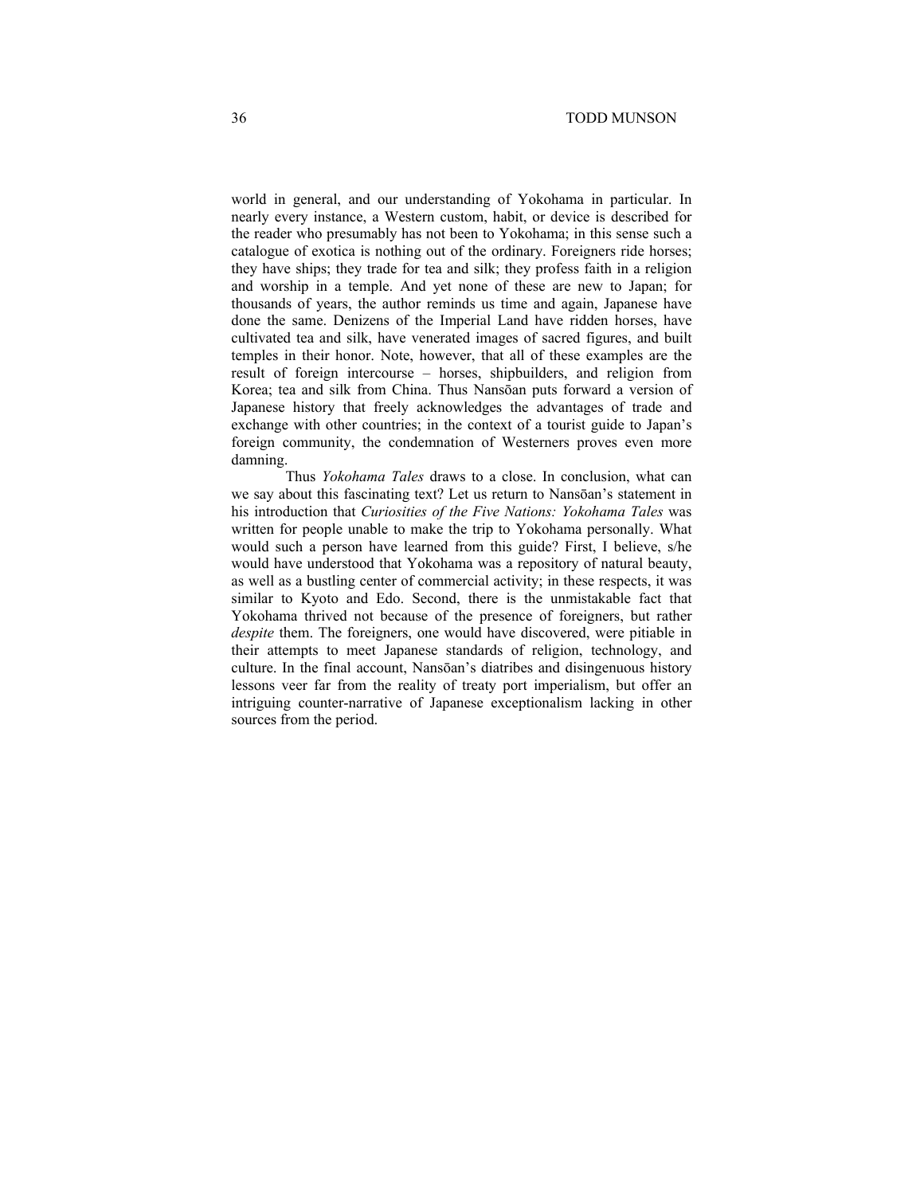world in general, and our understanding of Yokohama in particular. In nearly every instance, a Western custom, habit, or device is described for the reader who presumably has not been to Yokohama; in this sense such a catalogue of exotica is nothing out of the ordinary. Foreigners ride horses; they have ships; they trade for tea and silk; they profess faith in a religion and worship in a temple. And yet none of these are new to Japan; for thousands of years, the author reminds us time and again, Japanese have done the same. Denizens of the Imperial Land have ridden horses, have cultivated tea and silk, have venerated images of sacred figures, and built temples in their honor. Note, however, that all of these examples are the result of foreign intercourse – horses, shipbuilders, and religion from Korea; tea and silk from China. Thus Nansōan puts forward a version of Japanese history that freely acknowledges the advantages of trade and exchange with other countries; in the context of a tourist guide to Japan's foreign community, the condemnation of Westerners proves even more damning.

Thus *Yokohama Tales* draws to a close. In conclusion, what can we say about this fascinating text? Let us return to Nansōan's statement in his introduction that *Curiosities of the Five Nations: Yokohama Tales* was written for people unable to make the trip to Yokohama personally. What would such a person have learned from this guide? First, I believe, s/he would have understood that Yokohama was a repository of natural beauty, as well as a bustling center of commercial activity; in these respects, it was similar to Kyoto and Edo. Second, there is the unmistakable fact that Yokohama thrived not because of the presence of foreigners, but rather *despite* them. The foreigners, one would have discovered, were pitiable in their attempts to meet Japanese standards of religion, technology, and culture. In the final account, Nansōan's diatribes and disingenuous history lessons veer far from the reality of treaty port imperialism, but offer an intriguing counter-narrative of Japanese exceptionalism lacking in other sources from the period.